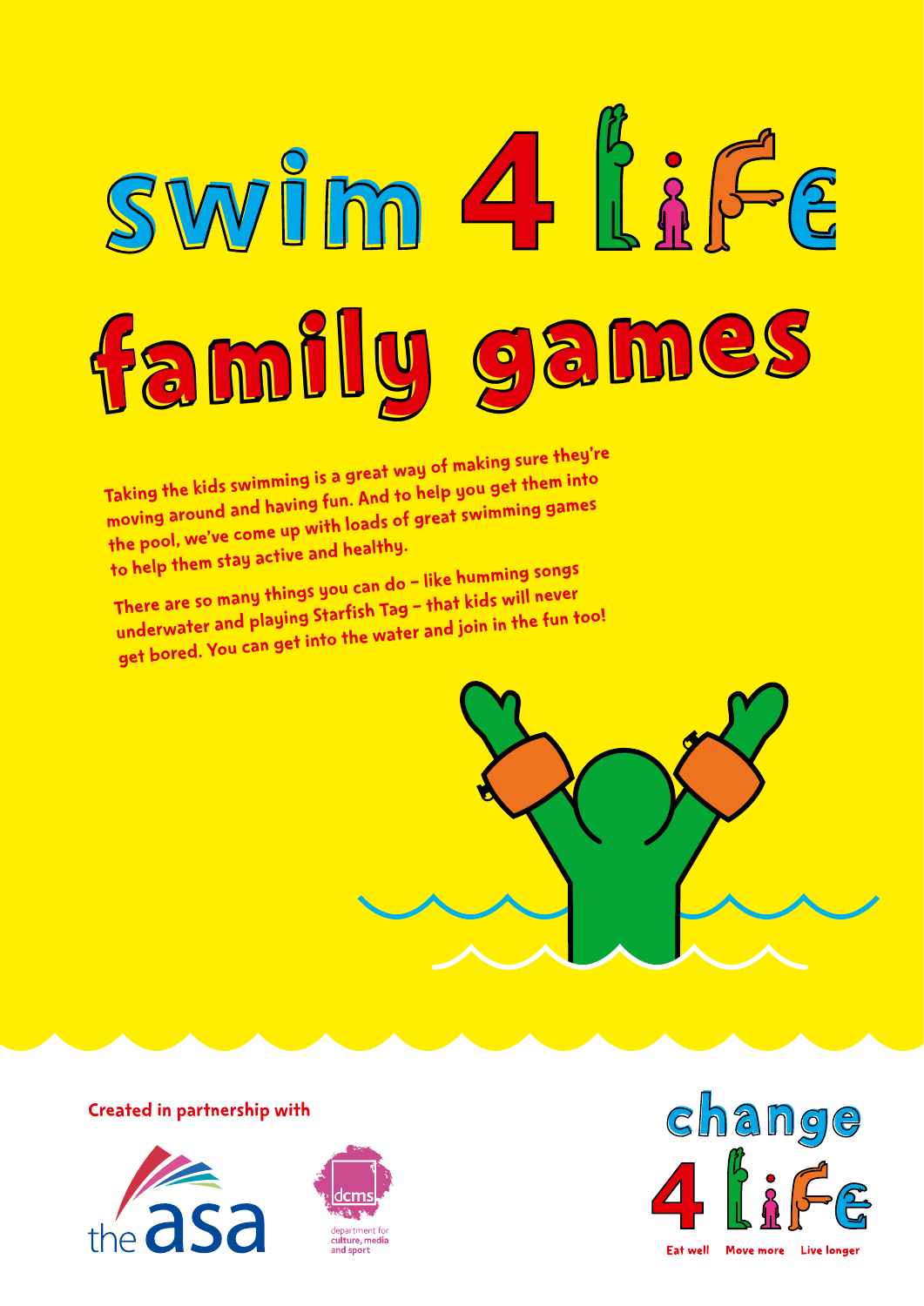# swim 4 life

## family games

Taking the kids swimming is a great way of making sure they're moving around and having fun. And to help you get them into the pool, we've come up with loads of great swimming games to help them stay active and healthy.

There are so many things you can do – like humming songs underwater and playing Starfish Tag – that kids will never get bored. You can get into the water and join in the fun too!

Created in partnership with

the asa

dcms department for culture, media and sport

change 4 life

Eat well Move more Live longer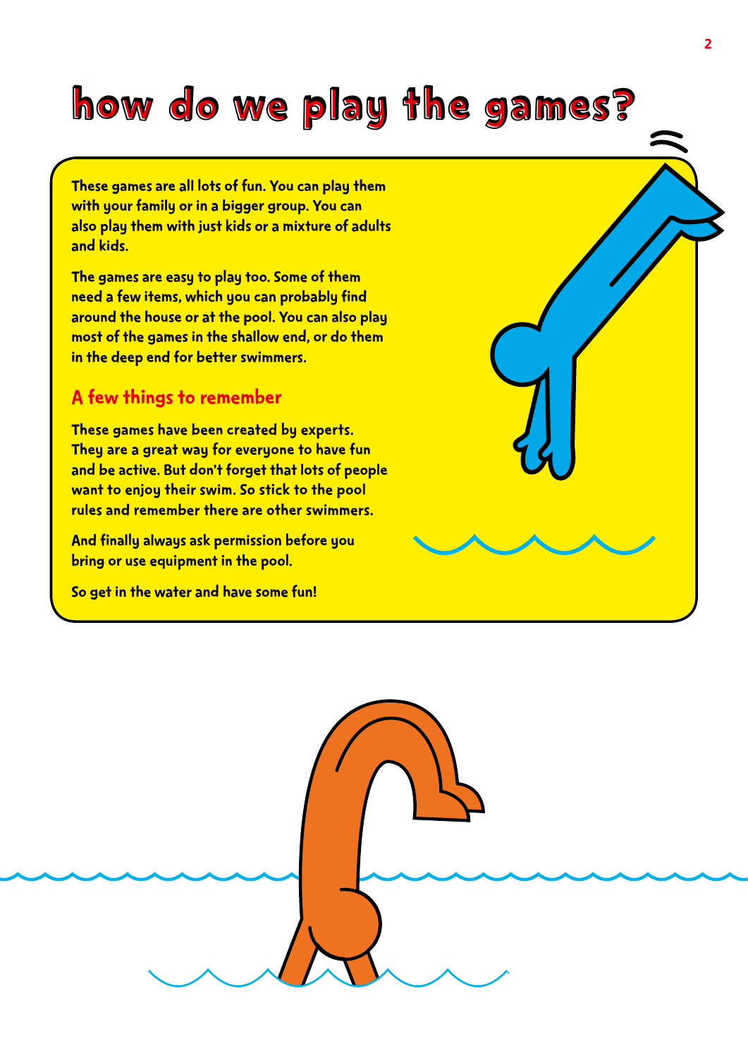# how do we play the games?

These games are all lots of fun. You can play them with your family or in a bigger group. You can also play them with just kids or a mixture of adults and kids.

The games are easy to play too. Some of them need a few items, which you can probably find around the house or at the pool. You can also play most of the games in the shallow end, or do them in the deep end for better swimmers.

## A few things to remember

These games have been created by experts. They are a great way for everyone to have fun and be active. But don't forget that lots of people want to enjoy their swim. So stick to the pool rules and remember there are other swimmers.

And finally always ask permission before you bring or use equipment in the pool.

So get in the water and have some fun!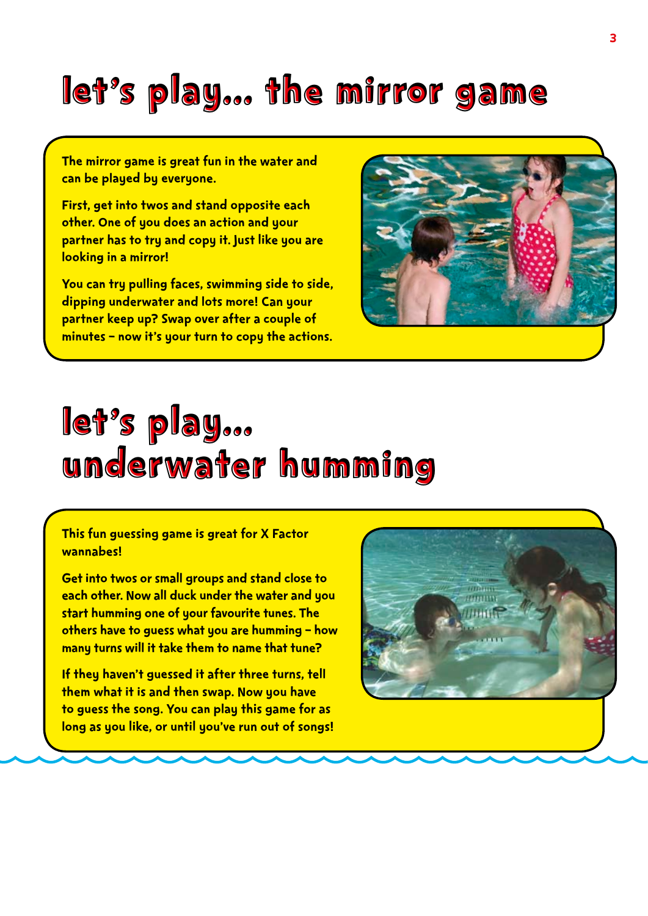# let's play... the mirror game

The mirror game is great fun in the water and can be played by everyone.

First, get into twos and stand opposite each other. One of you does an action and your partner has to try and copy it. Just like you are looking in a mirror!

You can try pulling faces, swimming side to side, dipping underwater and lots more! Can your partner keep up? Swap over after a couple of minutes – now it's your turn to copy the actions.

# let's play... underwater humming

This fun guessing game is great for X Factor wannabes!

Get into twos or small groups and stand close to each other. Now all duck under the water and you start humming one of your favourite tunes. The others have to guess what you are humming – how many turns will it take them to name that tune?

If they haven't guessed it after three turns, tell them what it is and then swap. Now you have to guess the song. You can play this game for as long as you like, or until you've run out of songs!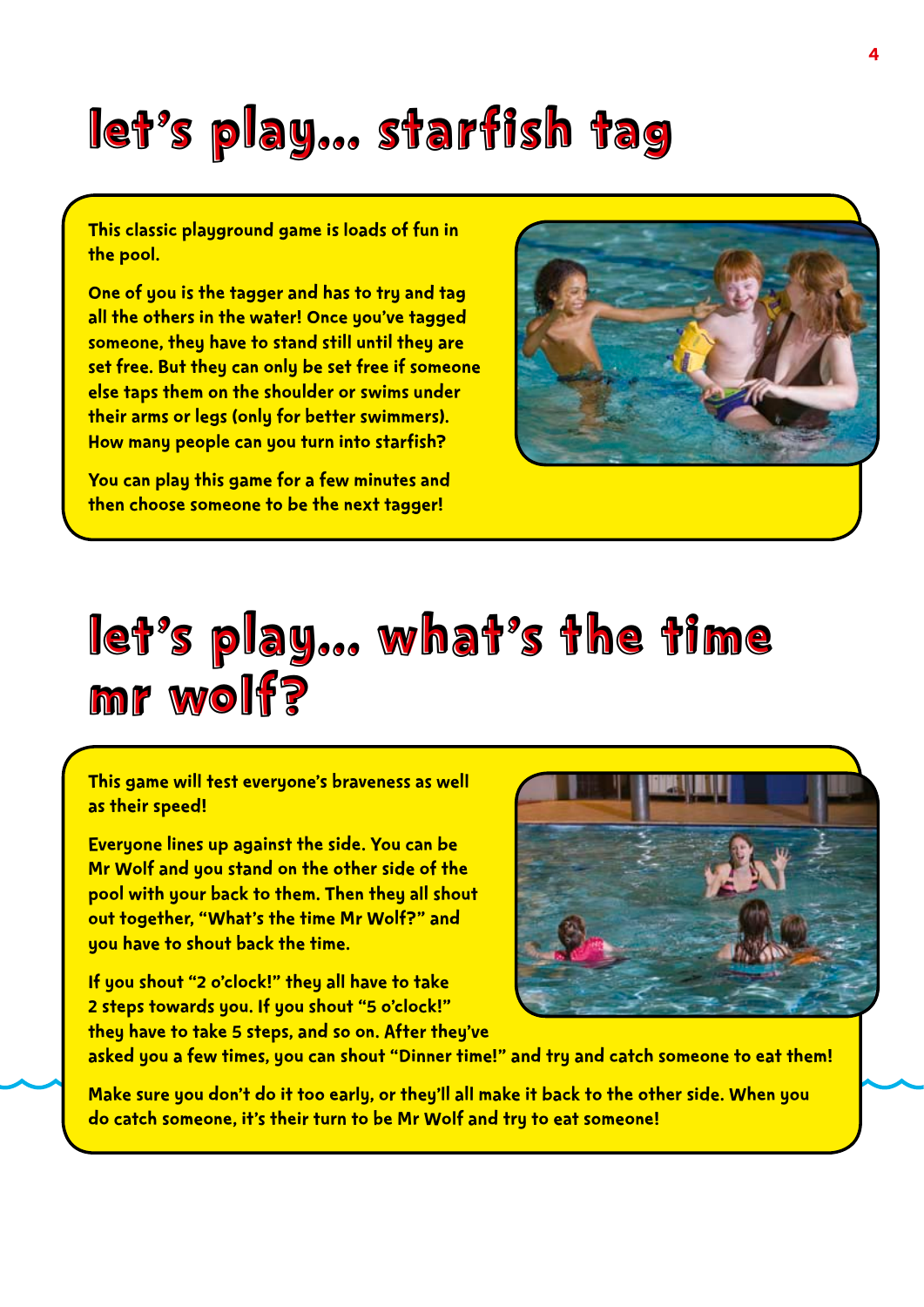# let's play... starfish tag

This classic playground game is loads of fun in the pool.

One of you is the tagger and has to try and tag all the others in the water! Once you've tagged someone, they have to stand still until they are set free. But they can only be set free if someone else taps them on the shoulder or swims under their arms or legs (only for better swimmers). How many people can you turn into starfish?

You can play this game for a few minutes and then choose someone to be the next tagger!

# let's play... what's the time mr wolf?

This game will test everyone's braveness as well as their speed!

Everyone lines up against the side. You can be Mr Wolf and you stand on the other side of the pool with your back to them. Then they all shout out together, "What's the time Mr Wolf?" and you have to shout back the time.

If you shout "2 o'clock!" they all have to take 2 steps towards you. If you shout "5 o'clock!" they have to take 5 steps, and so on. After they've asked you a few times, you can shout "Dinner time!" and try and catch someone to eat them!

Make sure you don't do it too early, or they'll all make it back to the other side. When you do catch someone, it's their turn to be Mr Wolf and try to eat someone!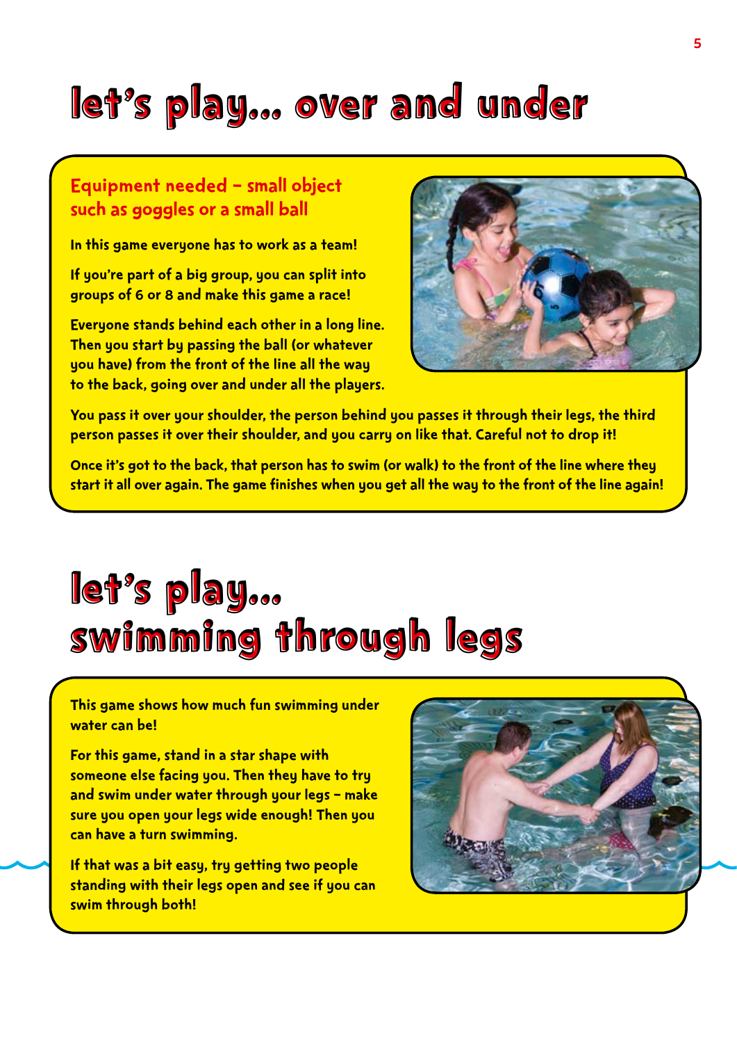# let's play... over and under

**Equipment needed – small object such as goggles or a small ball**

In this game everyone has to work as a team!

If you're part of a big group, you can split into groups of 6 or 8 and make this game a race!

Everyone stands behind each other in a long line. Then you start by passing the ball (or whatever you have) from the front of the line all the way to the back, going over and under all the players.

You pass it over your shoulder, the person behind you passes it through their legs, the third person passes it over their shoulder, and you carry on like that. Careful not to drop it!

Once it's got to the back, that person has to swim (or walk) to the front of the line where they start it all over again. The game finishes when you get all the way to the front of the line again!

# let's play... swimming through legs

This game shows how much fun swimming under water can be!

For this game, stand in a star shape with someone else facing you. Then they have to try and swim under water through your legs – make sure you open your legs wide enough! Then you can have a turn swimming.

If that was a bit easy, try getting two people standing with their legs open and see if you can swim through both!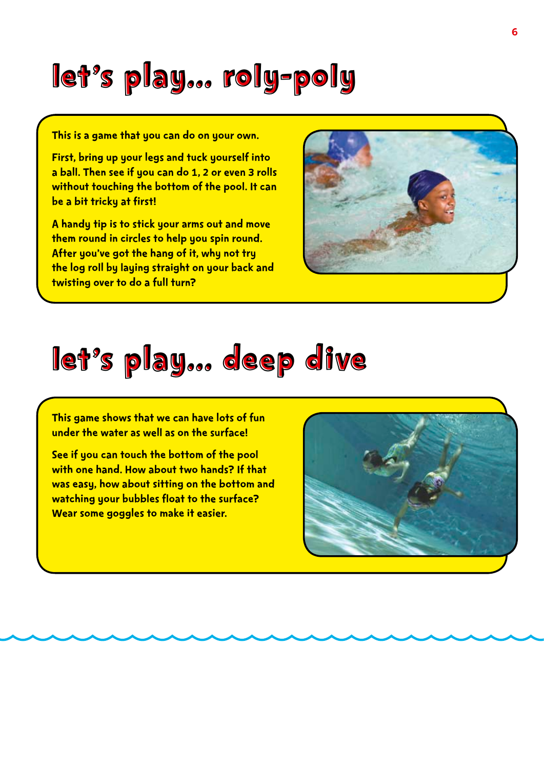# let's play... roly-poly

This is a game that you can do on your own.

First, bring up your legs and tuck yourself into a ball. Then see if you can do 1, 2 or even 3 rolls without touching the bottom of the pool. It can be a bit tricky at first!

A handy tip is to stick your arms out and move them round in circles to help you spin round. After you've got the hang of it, why not try the log roll by laying straight on your back and twisting over to do a full turn?

# let's play... deep dive

This game shows that we can have lots of fun under the water as well as on the surface!

See if you can touch the bottom of the pool with one hand. How about two hands? If that was easy, how about sitting on the bottom and watching your bubbles float to the surface? Wear some goggles to make it easier.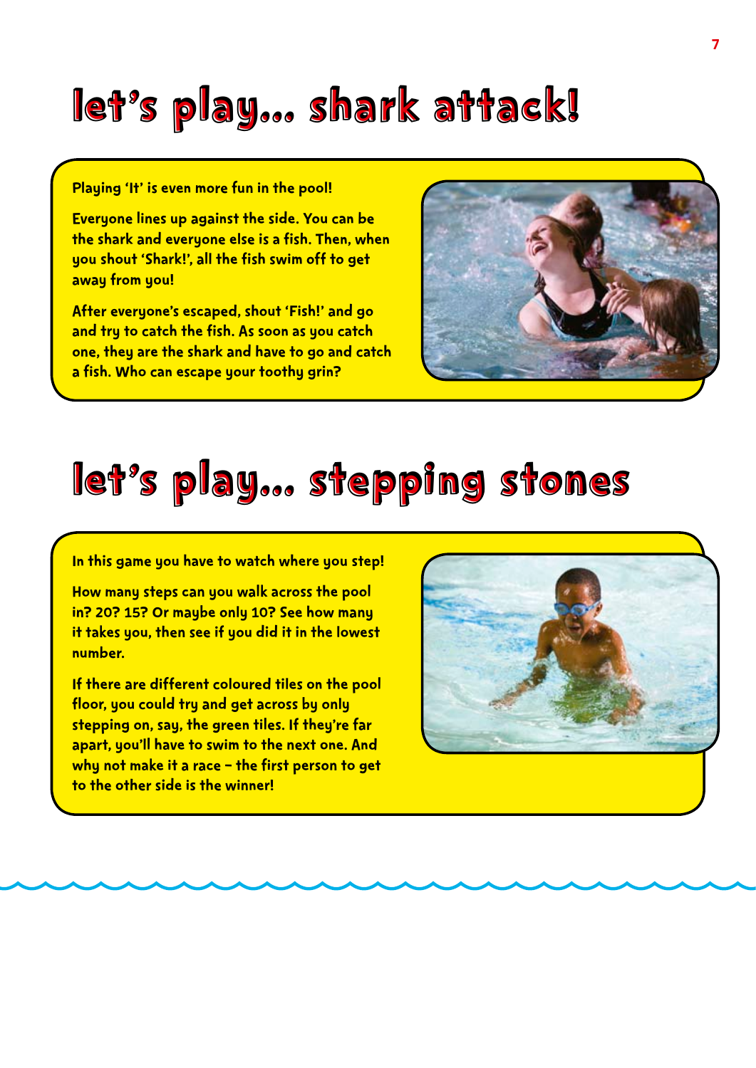# let's play... shark attack!

Playing 'It' is even more fun in the pool!

Everyone lines up against the side. You can be the shark and everyone else is a fish. Then, when you shout 'Shark!', all the fish swim off to get away from you!

After everyone's escaped, shout 'Fish!' and go and try to catch the fish. As soon as you catch one, they are the shark and have to go and catch a fish. Who can escape your toothy grin?

# let's play... stepping stones

In this game you have to watch where you step!

How many steps can you walk across the pool in? 20? 15? Or maybe only 10? See how many it takes you, then see if you did it in the lowest number.

If there are different coloured tiles on the pool floor, you could try and get across by only stepping on, say, the green tiles. If they're far apart, you'll have to swim to the next one. And why not make it a race – the first person to get to the other side is the winner!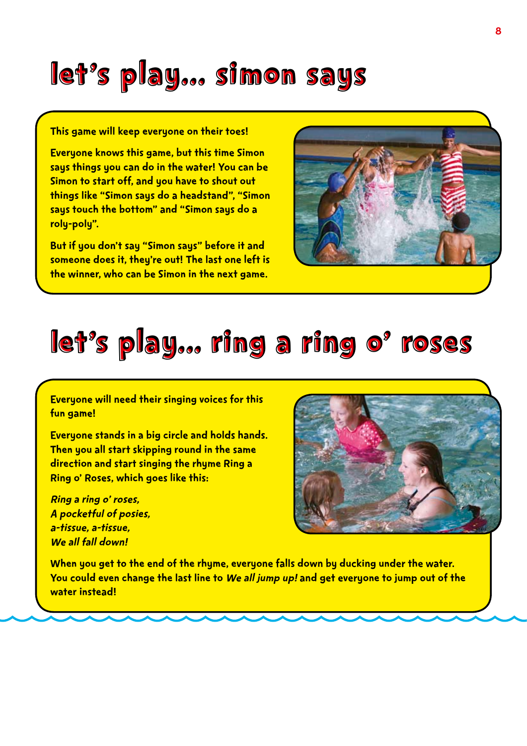# let's play... simon says

**This game will keep everyone on their toes!**

**Everyone knows this game, but this time Simon says things you can do in the water! You can be Simon to start off, and you have to shout out things like "Simon says do a headstand", "Simon says touch the bottom" and "Simon says do a roly-poly".**

**But if you don't say "Simon says" before it and someone does it, they're out! The last one left is the winner, who can be Simon in the next game.**

# let's play... ring a ring o' roses

**Everyone will need their singing voices for this fun game!**

**Everyone stands in a big circle and holds hands. Then you all start skipping round in the same direction and start singing the rhyme Ring a Ring o' Roses, which goes like this:**

***Ring a ring o' roses,***
***A pocketful of posies,***
***a-tissue, a-tissue,***
***We all fall down!***

**When you get to the end of the rhyme, everyone falls down by ducking under the water. You could even change the last line to *We all jump up!* and get everyone to jump out of the water instead!**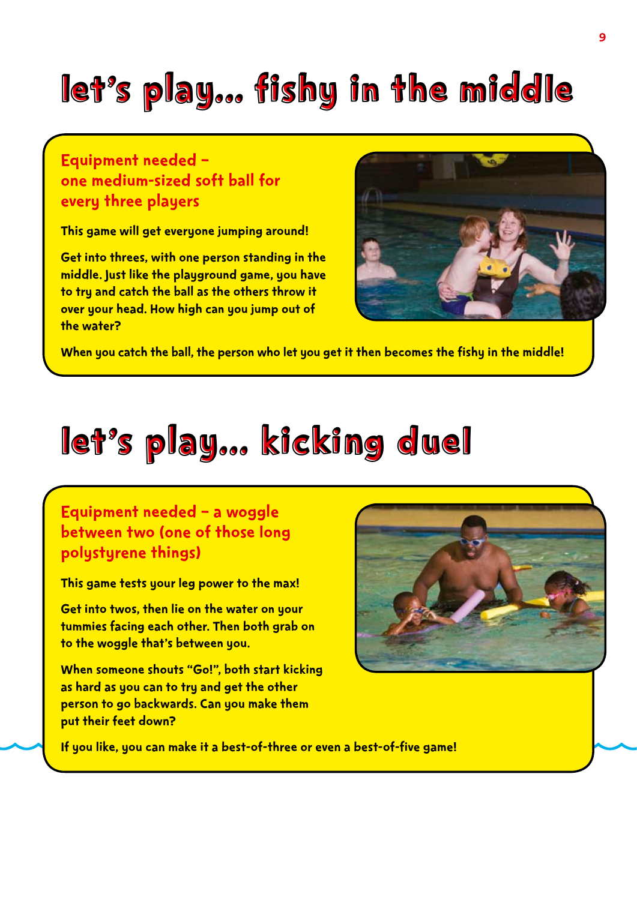# let's play... fishy in the middle

**Equipment needed – one medium-sized soft ball for every three players**

This game will get everyone jumping around!

Get into threes, with one person standing in the middle. Just like the playground game, you have to try and catch the ball as the others throw it over your head. How high can you jump out of the water?

When you catch the ball, the person who let you get it then becomes the fishy in the middle!

# let's play... kicking duel

**Equipment needed – a woggle between two (one of those long polystyrene things)**

This game tests your leg power to the max!

Get into twos, then lie on the water on your tummies facing each other. Then both grab on to the woggle that's between you.

When someone shouts "Go!", both start kicking as hard as you can to try and get the other person to go backwards. Can you make them put their feet down?

If you like, you can make it a best-of-three or even a best-of-five game!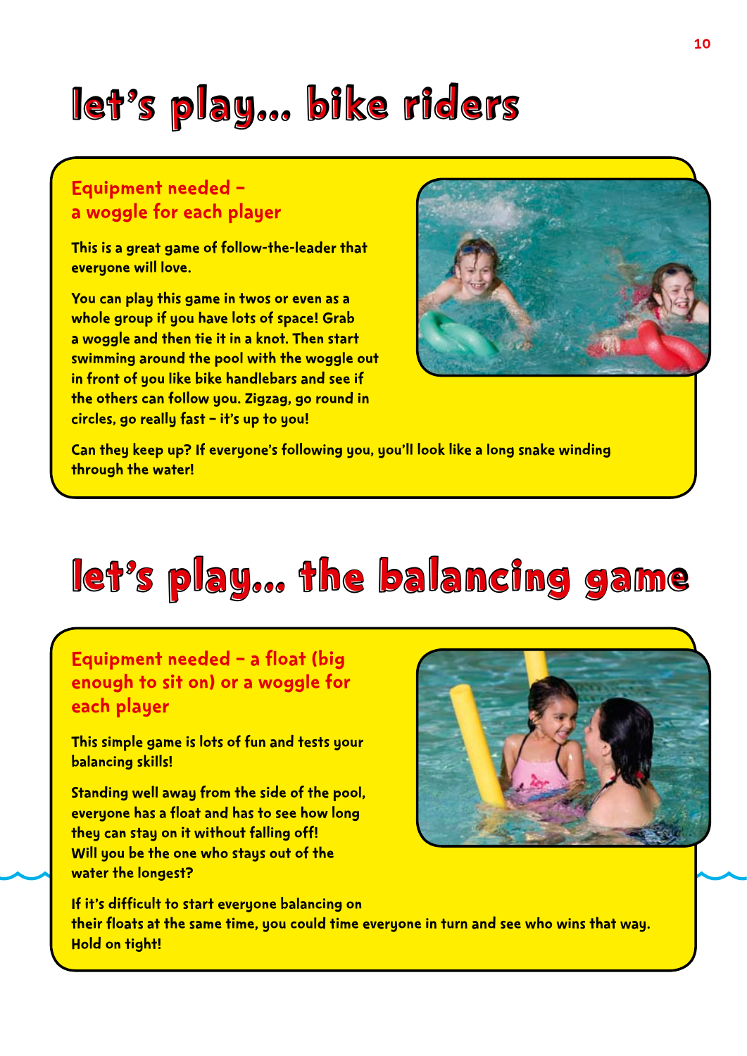# let's play... bike riders

### Equipment needed – a woggle for each player

**This is a great game of follow-the-leader that everyone will love.**

**You can play this game in twos or even as a whole group if you have lots of space! Grab a woggle and then tie it in a knot. Then start swimming around the pool with the woggle out in front of you like bike handlebars and see if the others can follow you. Zigzag, go round in circles, go really fast – it's up to you!**

**Can they keep up? If everyone's following you, you'll look like a long snake winding through the water!**

# let's play... the balancing game

### Equipment needed – a float (big enough to sit on) or a woggle for each player

**This simple game is lots of fun and tests your balancing skills!**

**Standing well away from the side of the pool, everyone has a float and has to see how long they can stay on it without falling off! Will you be the one who stays out of the water the longest?**

**If it's difficult to start everyone balancing on their floats at the same time, you could time everyone in turn and see who wins that way. Hold on tight!**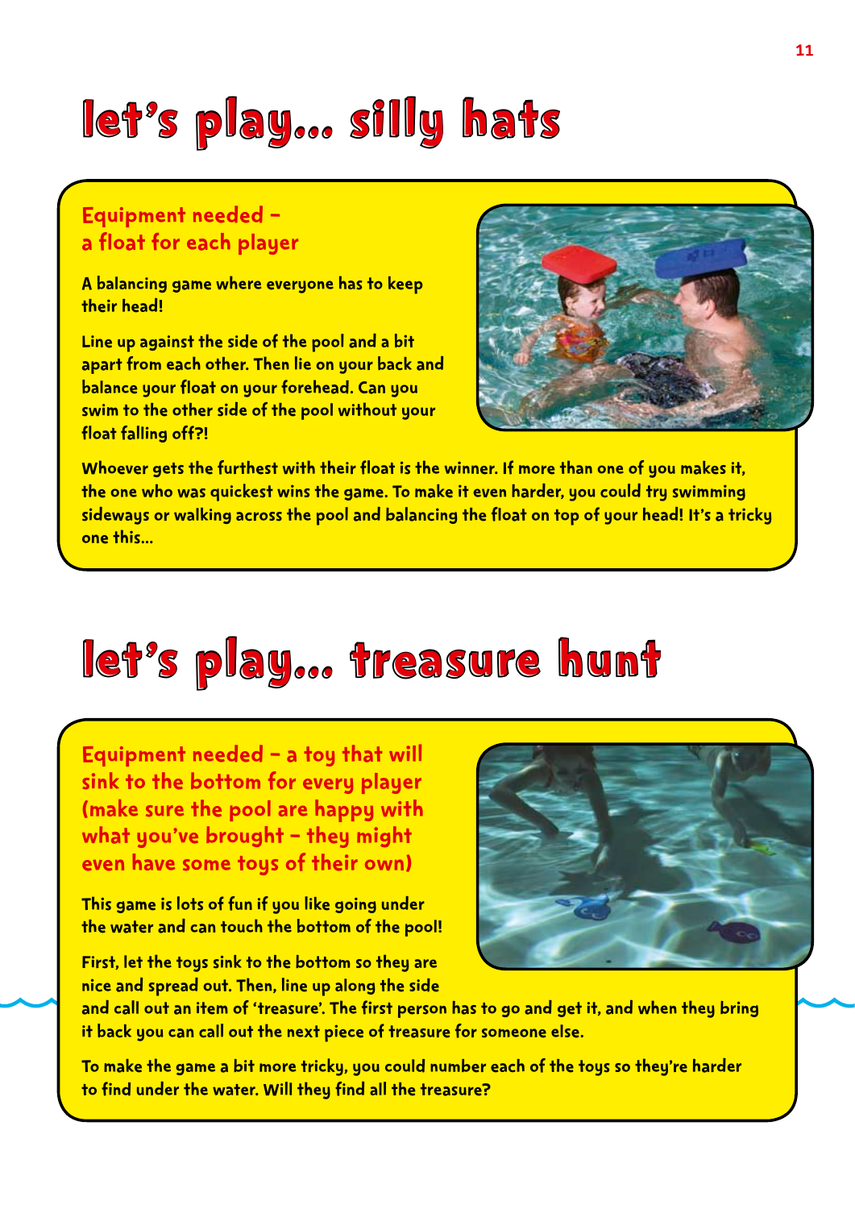# let's play... silly hats

**Equipment needed – a float for each player**

A balancing game where everyone has to keep their head!

Line up against the side of the pool and a bit apart from each other. Then lie on your back and balance your float on your forehead. Can you swim to the other side of the pool without your float falling off?!

Whoever gets the furthest with their float is the winner. If more than one of you makes it, the one who was quickest wins the game. To make it even harder, you could try swimming sideways or walking across the pool and balancing the float on top of your head! It's a tricky one this...

# let's play... treasure hunt

**Equipment needed – a toy that will sink to the bottom for every player (make sure the pool are happy with what you've brought – they might even have some toys of their own)**

This game is lots of fun if you like going under the water and can touch the bottom of the pool!

First, let the toys sink to the bottom so they are nice and spread out. Then, line up along the side and call out an item of 'treasure'. The first person has to go and get it, and when they bring it back you can call out the next piece of treasure for someone else.

To make the game a bit more tricky, you could number each of the toys so they're harder to find under the water. Will they find all the treasure?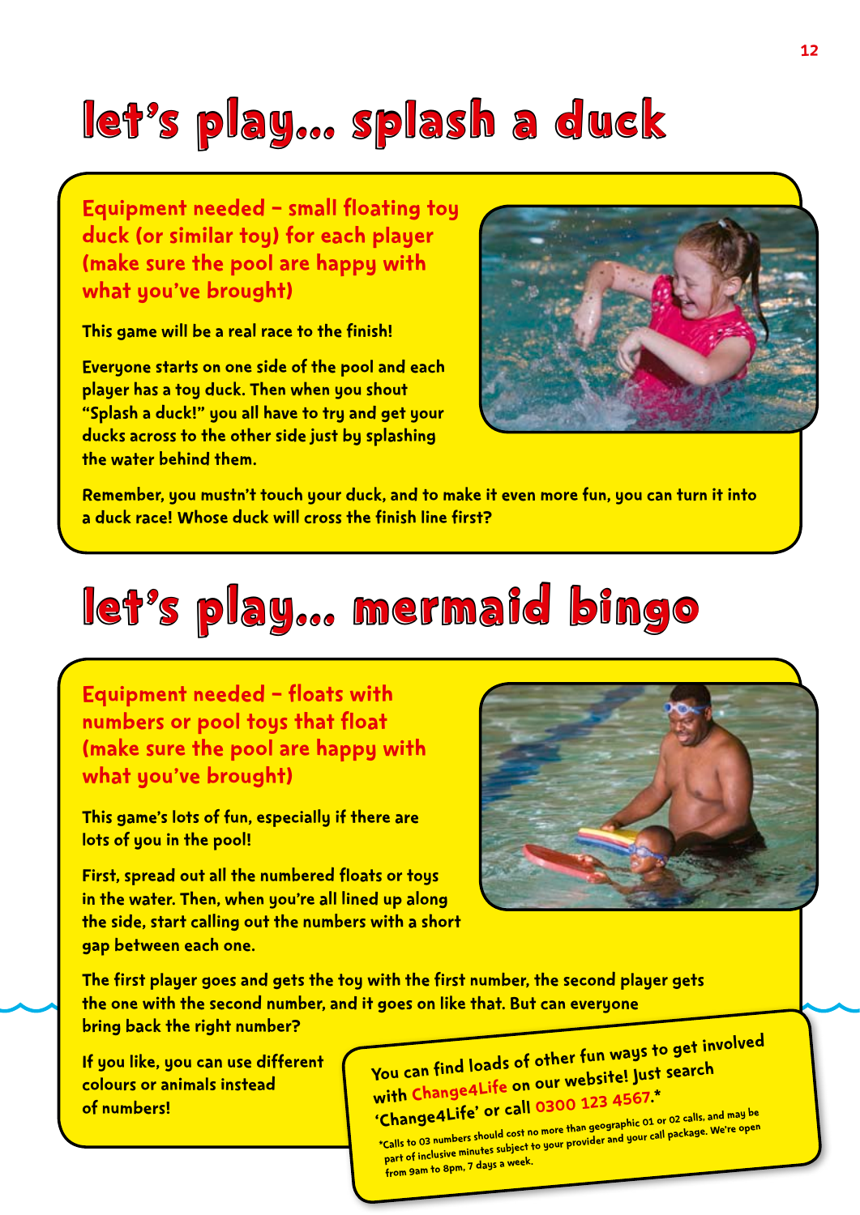# let's play... splash a duck

**Equipment needed – small floating toy duck (or similar toy) for each player (make sure the pool are happy with what you've brought)**

This game will be a real race to the finish!

Everyone starts on one side of the pool and each player has a toy duck. Then when you shout "Splash a duck!" you all have to try and get your ducks across to the other side just by splashing the water behind them.

Remember, you mustn't touch your duck, and to make it even more fun, you can turn it into a duck race! Whose duck will cross the finish line first?

# let's play... mermaid bingo

**Equipment needed – floats with numbers or pool toys that float (make sure the pool are happy with what you've brought)**

This game's lots of fun, especially if there are lots of you in the pool!

First, spread out all the numbered floats or toys in the water. Then, when you're all lined up along the side, start calling out the numbers with a short gap between each one.

The first player goes and gets the toy with the first number, the second player gets the one with the second number, and it goes on like that. But can everyone bring back the right number?

If you like, you can use different colours or animals instead of numbers!

You can find loads of other fun ways to get involved with Change4Life on our website! Just search 'Change4Life' or call 0300 123 4567.*

*Calls to 03 numbers should cost no more than geographic 01 or 02 calls, and may be part of inclusive minutes subject to your provider and your call package. We're open from 9am to 8pm, 7 days a week.